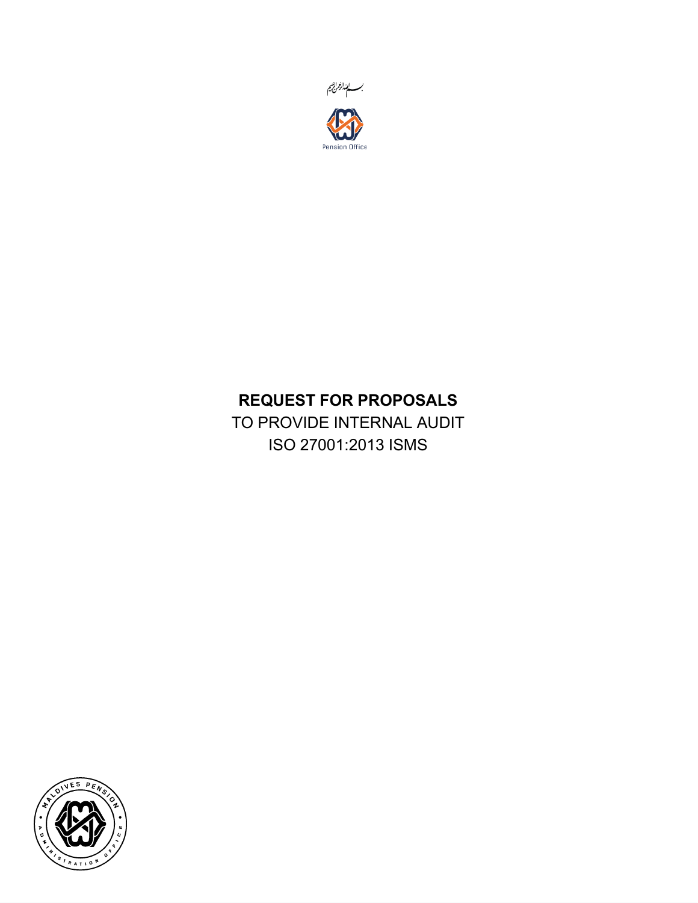بسم الله الرحمن الرحيم

Pension Office

# REQUEST FOR PROPOSALS

TO PROVIDE INTERNAL AUDIT

ISO 27001:2013 ISMS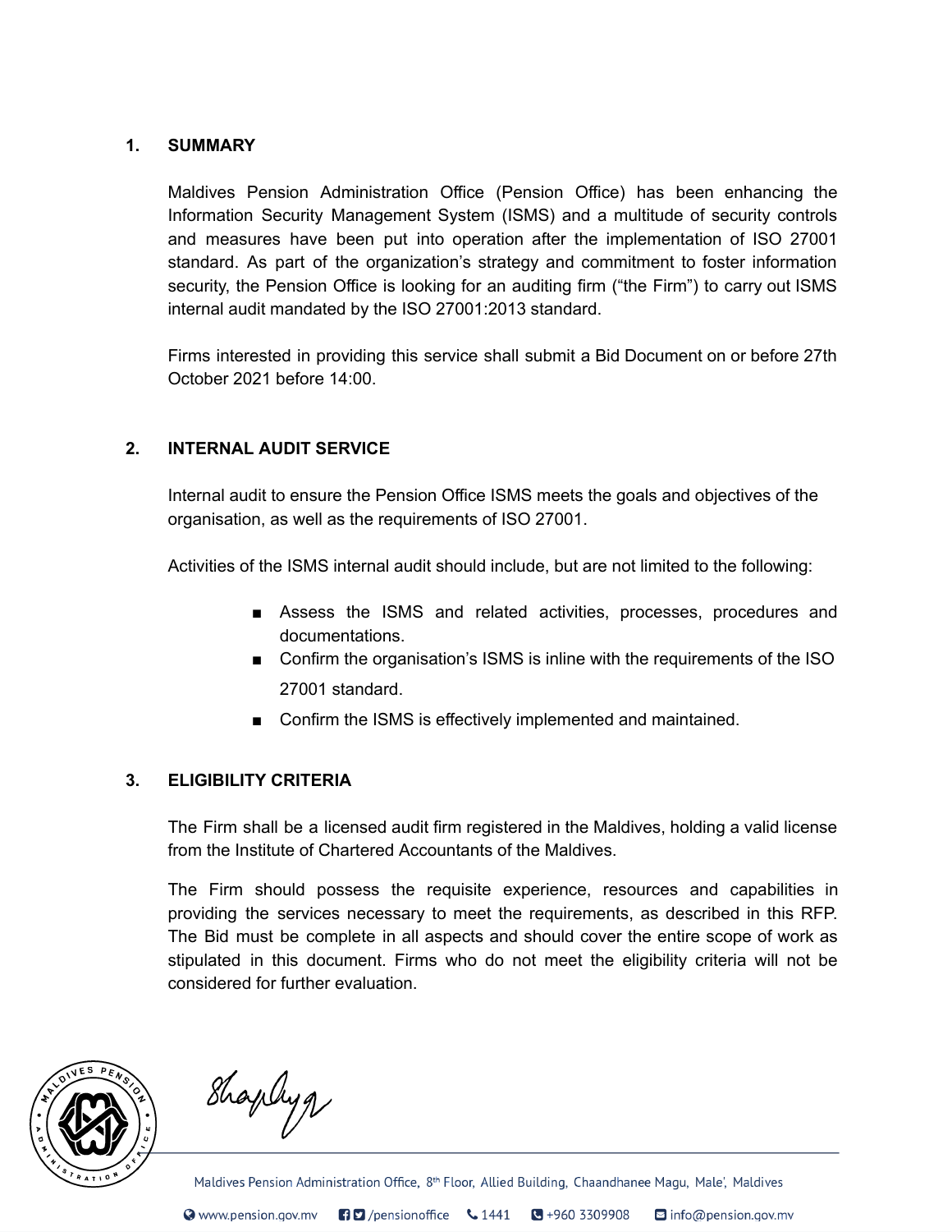## 1. SUMMARY

Maldives Pension Administration Office (Pension Office) has been enhancing the Information Security Management System (ISMS) and a multitude of security controls and measures have been put into operation after the implementation of ISO 27001 standard. As part of the organization's strategy and commitment to foster information security, the Pension Office is looking for an auditing firm ("the Firm") to carry out ISMS internal audit mandated by the ISO 27001:2013 standard.

Firms interested in providing this service shall submit a Bid Document on or before 27th October 2021 before 14:00.

## 2. INTERNAL AUDIT SERVICE

Internal audit to ensure the Pension Office ISMS meets the goals and objectives of the organisation, as well as the requirements of ISO 27001.

Activities of the ISMS internal audit should include, but are not limited to the following:

- Assess the ISMS and related activities, processes, procedures and documentations.
- Confirm the organisation's ISMS is inline with the requirements of the ISO 27001 standard.
- Confirm the ISMS is effectively implemented and maintained.

## 3. ELIGIBILITY CRITERIA

The Firm shall be a licensed audit firm registered in the Maldives, holding a valid license from the Institute of Chartered Accountants of the Maldives.

The Firm should possess the requisite experience, resources and capabilities in providing the services necessary to meet the requirements, as described in this RFP. The Bid must be complete in all aspects and should cover the entire scope of work as stipulated in this document. Firms who do not meet the eligibility criteria will not be considered for further evaluation.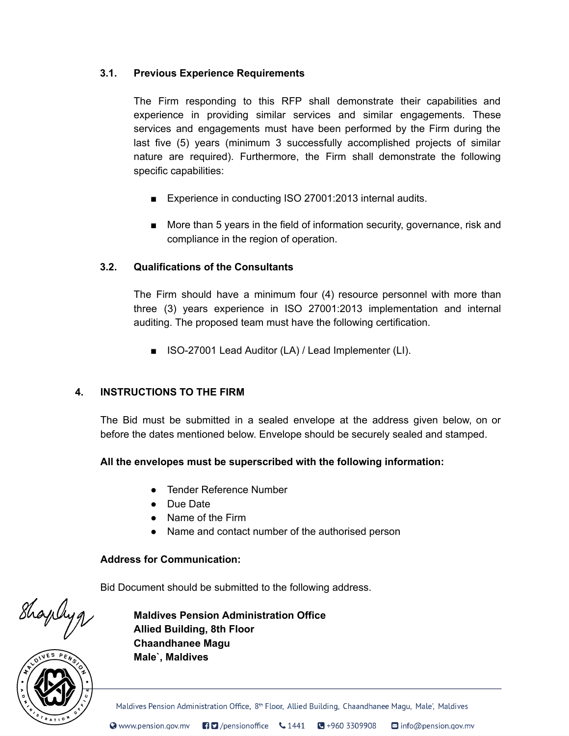### 3.1. Previous Experience Requirements

The Firm responding to this RFP shall demonstrate their capabilities and experience in providing similar services and similar engagements. These services and engagements must have been performed by the Firm during the last five (5) years (minimum 3 successfully accomplished projects of similar nature are required). Furthermore, the Firm shall demonstrate the following specific capabilities:

- Experience in conducting ISO 27001:2013 internal audits.
- More than 5 years in the field of information security, governance, risk and compliance in the region of operation.

### 3.2. Qualifications of the Consultants

The Firm should have a minimum four (4) resource personnel with more than three (3) years experience in ISO 27001:2013 implementation and internal auditing. The proposed team must have the following certification.

- ISO-27001 Lead Auditor (LA) / Lead Implementer (LI).

## 4. INSTRUCTIONS TO THE FIRM

The Bid must be submitted in a sealed envelope at the address given below, on or before the dates mentioned below. Envelope should be securely sealed and stamped.

**All the envelopes must be superscribed with the following information:**

- Tender Reference Number
- Due Date
- Name of the Firm
- Name and contact number of the authorised person

**Address for Communication:**

Bid Document should be submitted to the following address.

**Maldives Pension Administration Office**
**Allied Building, 8th Floor**
**Chaandhanee Magu**
**Male`, Maldives**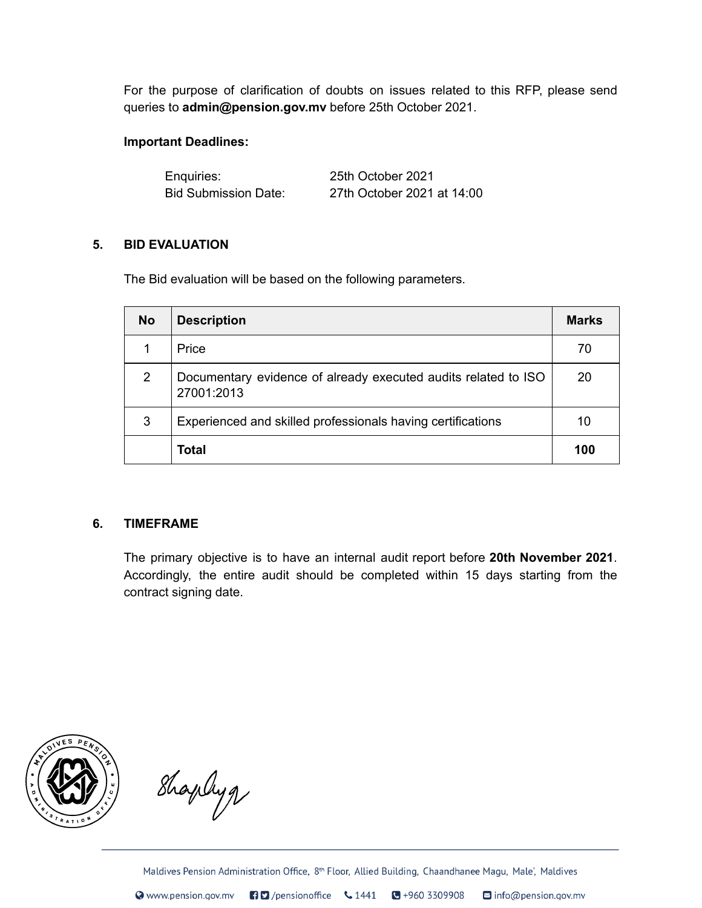For the purpose of clarification of doubts on issues related to this RFP, please send queries to **admin@pension.gov.mv** before 25th October 2021.

**Important Deadlines:**

Enquiries: 25th October 2021
Bid Submission Date: 27th October 2021 at 14:00

## 5. BID EVALUATION

The Bid evaluation will be based on the following parameters.

| No | Description | Marks |
|---|---|---|
| 1 | Price | 70 |
| 2 | Documentary evidence of already executed audits related to ISO 27001:2013 | 20 |
| 3 | Experienced and skilled professionals having certifications | 10 |
| | **Total** | **100** |

## 6. TIMEFRAME

The primary objective is to have an internal audit report before **20th November 2021**. Accordingly, the entire audit should be completed within 15 days starting from the contract signing date.